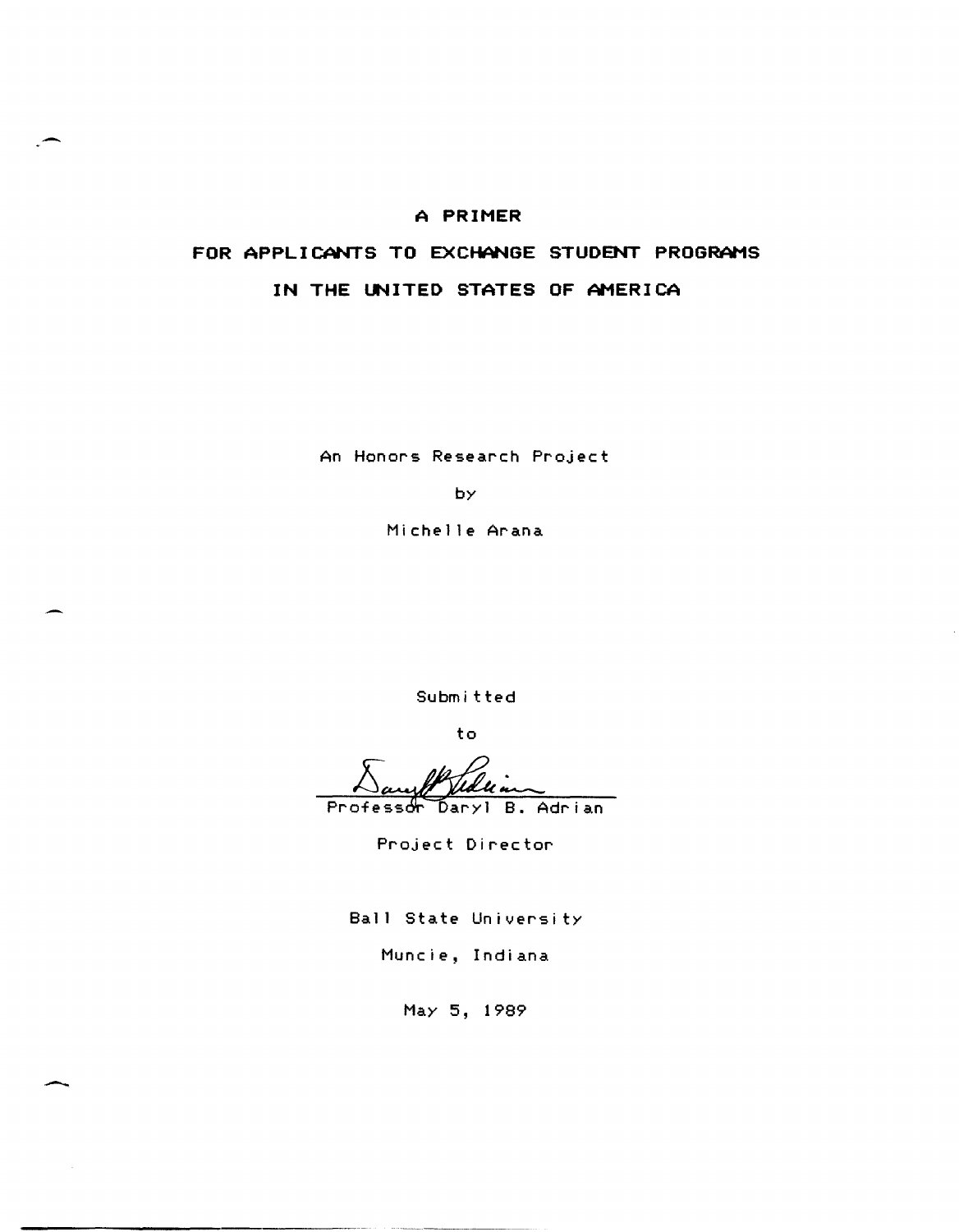# A PRIMER

# FOR APPLICANTS TO EXCHANGE STUDENT PROGRAMS

# IN THE UNITED STATES OF AMERICA

An Honors Research Project

by

Michelle Arana

Submitted

to

Professor Daryl B. Adrian

Project Director

Ball State University

Muncie, Indiana

May 5, 1989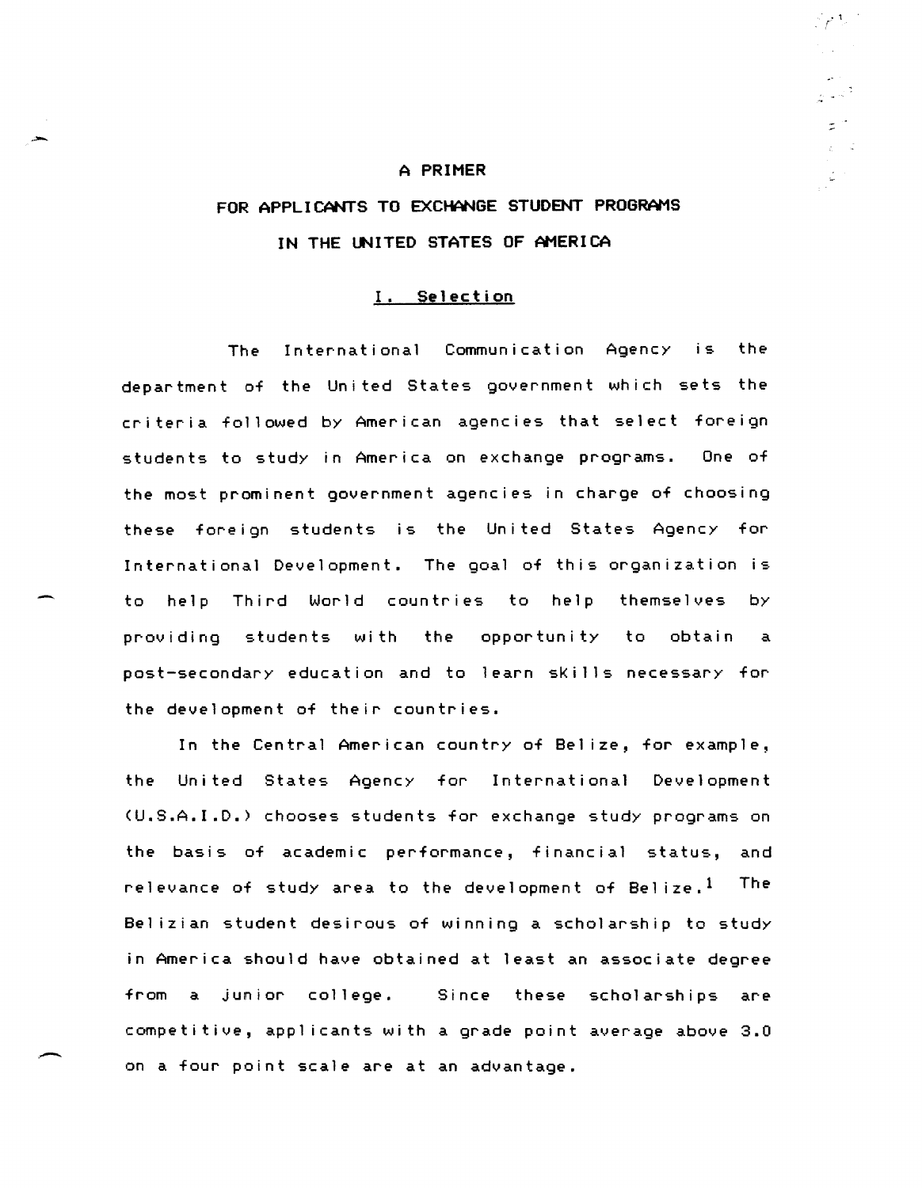# A PRIMER

# FOR APPLICANTS TO EXCHANGE STUDENT PROGRAMS

# IN THE UNITED STATES OF AMERICA

## I. Selection

The International Communication Agency is the department of the United States government which sets the criteria followed by American agencies that select foreign students to study in America on exchange programs. One of the most prominent government agencies in charge of choosing these foreign students is the United States Agency for International Development. The goal of this organization is to help Third World countries to help themselves by providing students with the opportunity to obtain a post-secondary education and to learn skills necessary for the development of their countries.

In the Central American country of Belize, for example, the United States Agency for International Development (U.S.A.I.D.) chooses students for exchange study programs on the basis of academic performance, financial status, and relevance of study area to the development of Belize.[1] The Belizian student desirous of winning a scholarship to study in America should have obtained at least an associate degree from a junior college. Since these scholarships are competitive, applicants with a grade point average above 3.0 on a four point scale are at an advantage.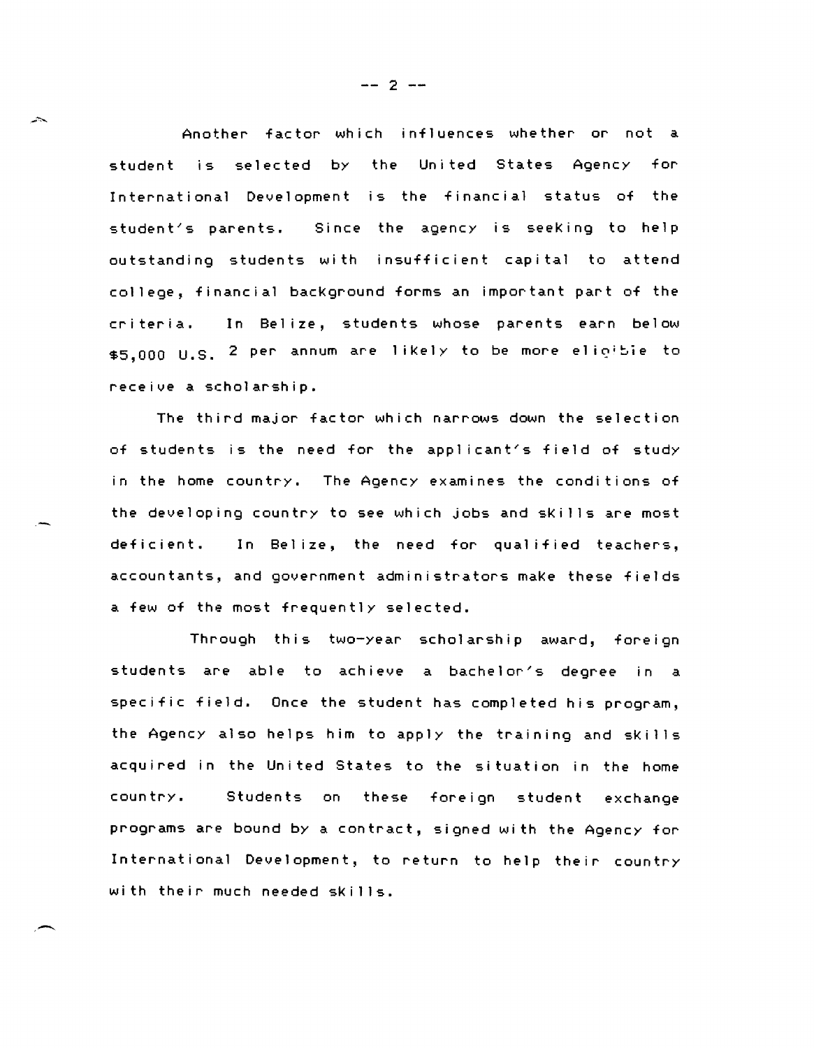Another factor which influences whether or not a student is selected by the United States Agency for International Development is the financial status of the student's parents. Since the agency is seeking to help outstanding students with insufficient capital to attend college, financial background forms an important part of the criteria. In Belize, students whose parents earn below \$5,000 U.S. [2] per annum are likely to be more eligible to receive a scholarship.

The third major factor which narrows down the selection of students is the need for the applicant's field of study in the home country. The Agency examines the conditions of the developing country to see which jobs and skills are most deficient. In Belize, the need for qualified teachers, accountants, and government administrators make these fields a few of the most frequently selected.

Through this two-year scholarship award, foreign students are able to achieve a bachelor's degree in a specific field. Once the student has completed his program, the Agency also helps him to apply the training and skills acquired in the United States to the situation in the home country. Students on these foreign student exchange programs are bound by a contract, signed with the Agency for International Development, to return to help their country with their much needed skills.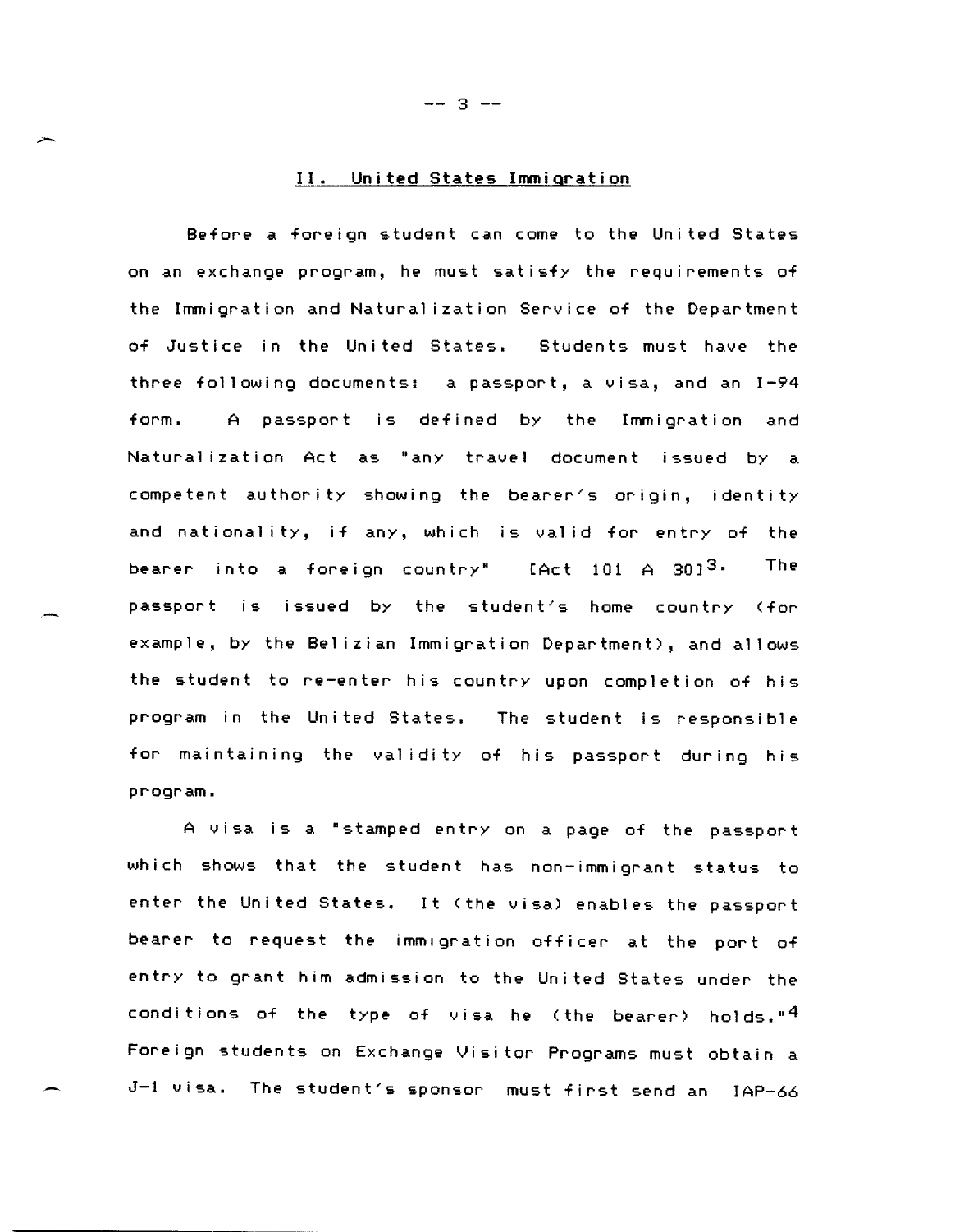## II. United States Immigration

Before a foreign student can come to the United States on an exchange program, he must satisfy the requirements of the Immigration and Naturalization Service of the Department of Justice in the United States. Students must have the three following documents: a passport, a visa, and an I-94 form. A passport is defined by the Immigration and Naturalization Act as "any travel document issued by a competent authority showing the bearer's origin, identity and nationality, if any, which is valid for entry of the bearer into a foreign country" [Act 101 A 30][3]. The passport is issued by the student's home country (for example, by the Belizian Immigration Department), and allows the student to re-enter his country upon completion of his program in the United States. The student is responsible for maintaining the validity of his passport during his program.

A visa is a "stamped entry on a page of the passport which shows that the student has non-immigrant status to enter the United States. It (the visa) enables the passport bearer to request the immigration officer at the port of entry to grant him admission to the United States under the conditions of the type of visa he (the bearer) holds."[4] Foreign students on Exchange Visitor Programs must obtain a J-1 visa. The student's sponsor must first send an IAP-66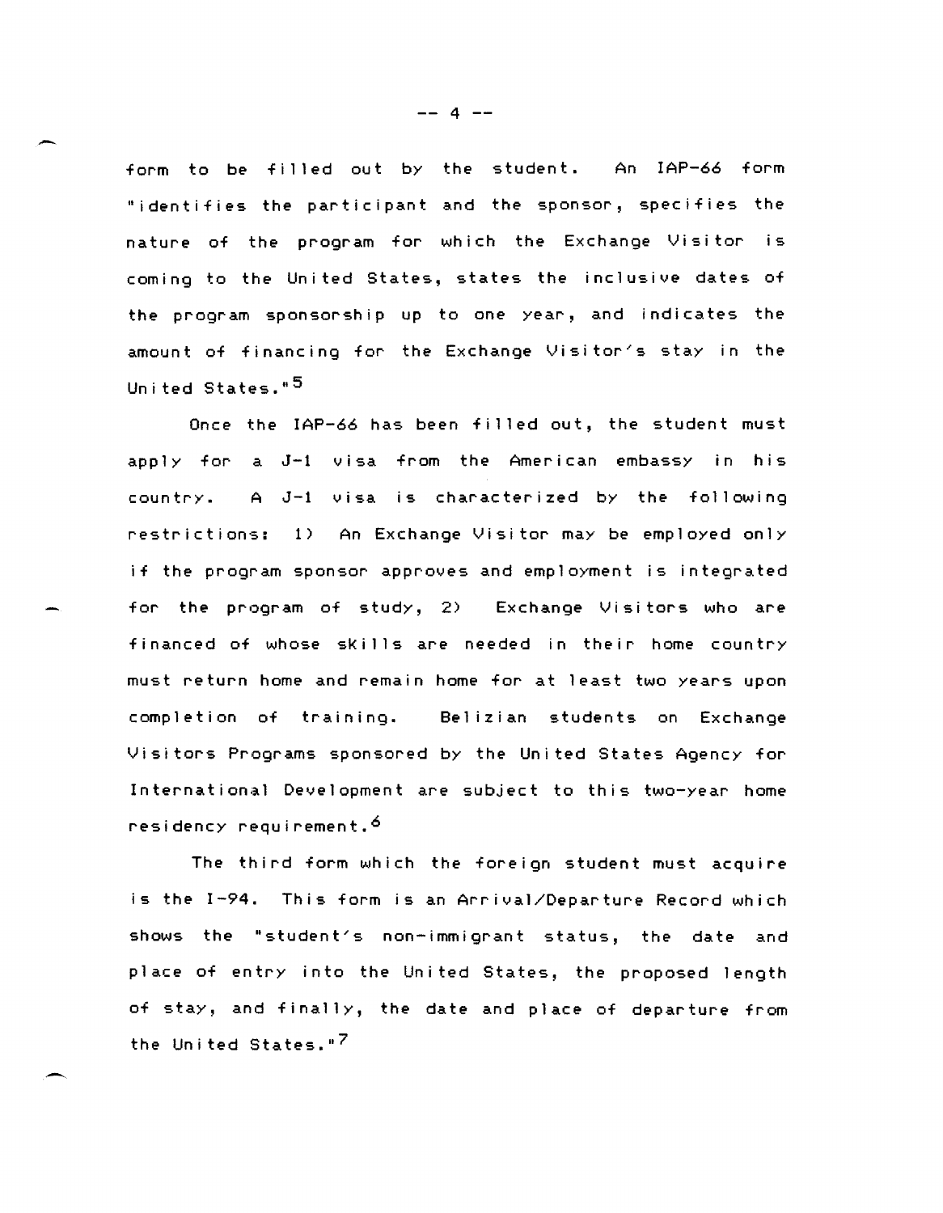form to be filled out by the student. An IAP-66 form "identifies the participant and the sponsor, specifies the nature of the program for which the Exchange Visitor is coming to the United States, states the inclusive dates of the program sponsorship up to one year, and indicates the amount of financing for the Exchange Visitor's stay in the United States."[5]

Once the IAP-66 has been filled out, the student must apply for a J-1 visa from the American embassy in his country. A J-1 visa is characterized by the following restrictions: 1) An Exchange Visitor may be employed only if the program sponsor approves and employment is integrated for the program of study, 2) Exchange Visitors who are financed of whose skills are needed in their home country must return home and remain home for at least two years upon completion of training. Belizian students on Exchange Visitors Programs sponsored by the United States Agency for International Development are subject to this two-year home residency requirement.[6]

The third form which the foreign student must acquire is the I-94. This form is an Arrival/Departure Record which shows the "student's non-immigrant status, the date and place of entry into the United States, the proposed length of stay, and finally, the date and place of departure from the United States."[7]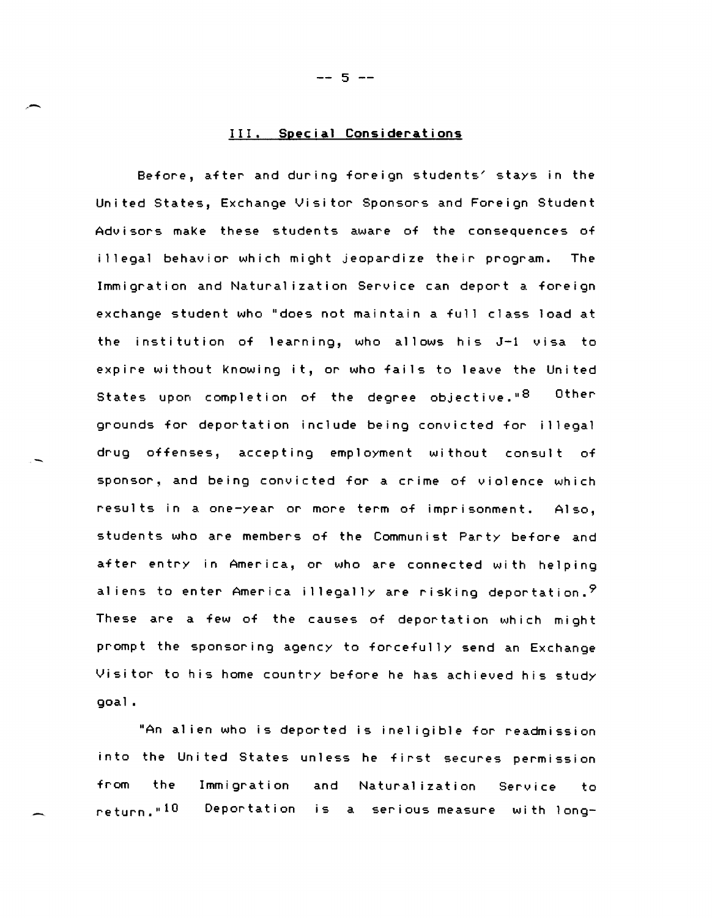## III. Special Considerations

Before, after and during foreign students' stays in the United States, Exchange Visitor Sponsors and Foreign Student Advisors make these students aware of the consequences of illegal behavior which might jeopardize their program. The Immigration and Naturalization Service can deport a foreign exchange student who "does not maintain a full class load at the institution of learning, who allows his J-1 visa to expire without knowing it, or who fails to leave the United States upon completion of the degree objective."[8] Other grounds for deportation include being convicted for illegal drug offenses, accepting employment without consult of sponsor, and being convicted for a crime of violence which results in a one-year or more term of imprisonment. Also, students who are members of the Communist Party before and after entry in America, or who are connected with helping aliens to enter America illegally are risking deportation.[9] These are a few of the causes of deportation which might prompt the sponsoring agency to forcefully send an Exchange Visitor to his home country before he has achieved his study goal.

"An alien who is deported is ineligible for readmission into the United States unless he first secures permission from the Immigration and Naturalization Service to return."[10] Deportation is a serious measure with long-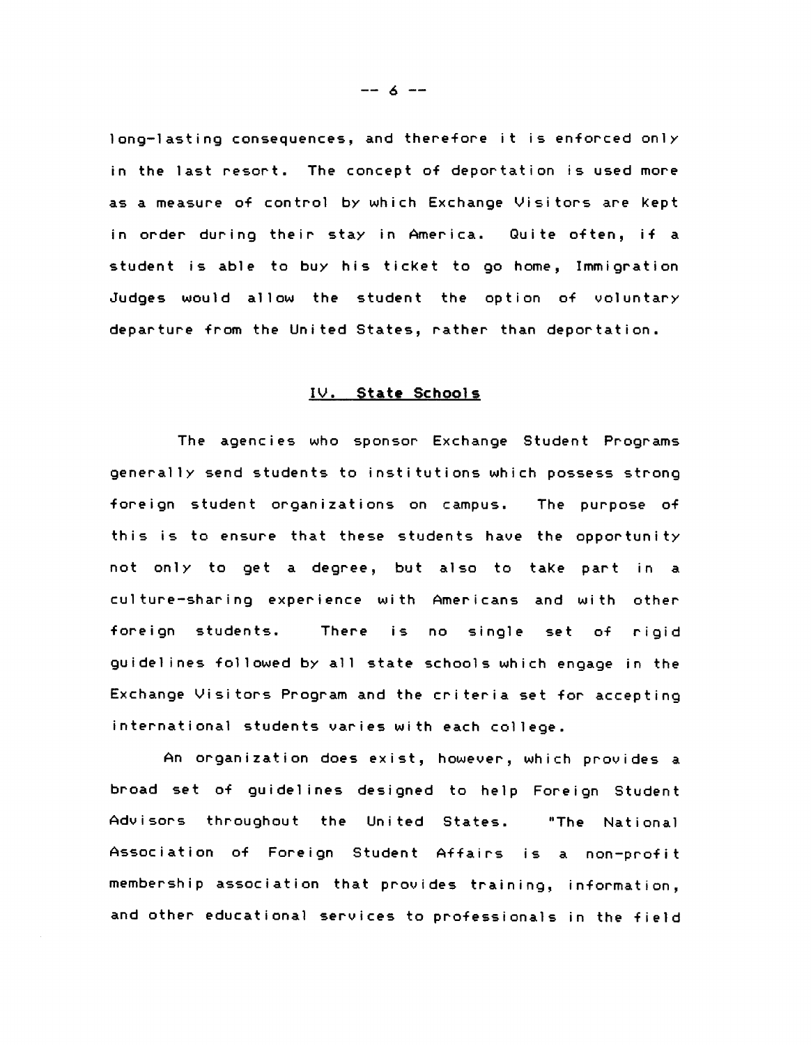long-lasting consequences, and therefore it is enforced only in the last resort. The concept of deportation is used more as a measure of control by which Exchange Visitors are kept in order during their stay in America. Quite often, if a student is able to buy his ticket to go home, Immigration Judges would allow the student the option of voluntary departure from the United States, rather than deportation.

## IV. State Schools

The agencies who sponsor Exchange Student Programs generally send students to institutions which possess strong foreign student organizations on campus. The purpose of this is to ensure that these students have the opportunity not only to get a degree, but also to take part in a culture-sharing experience with Americans and with other foreign students. There is no single set of rigid guidelines followed by all state schools which engage in the Exchange Visitors Program and the criteria set for accepting international students varies with each college.

An organization does exist, however, which provides a broad set of guidelines designed to help Foreign Student Advisors throughout the United States. "The National Association of Foreign Student Affairs is a non-profit membership association that provides training, information, and other educational services to professionals in the field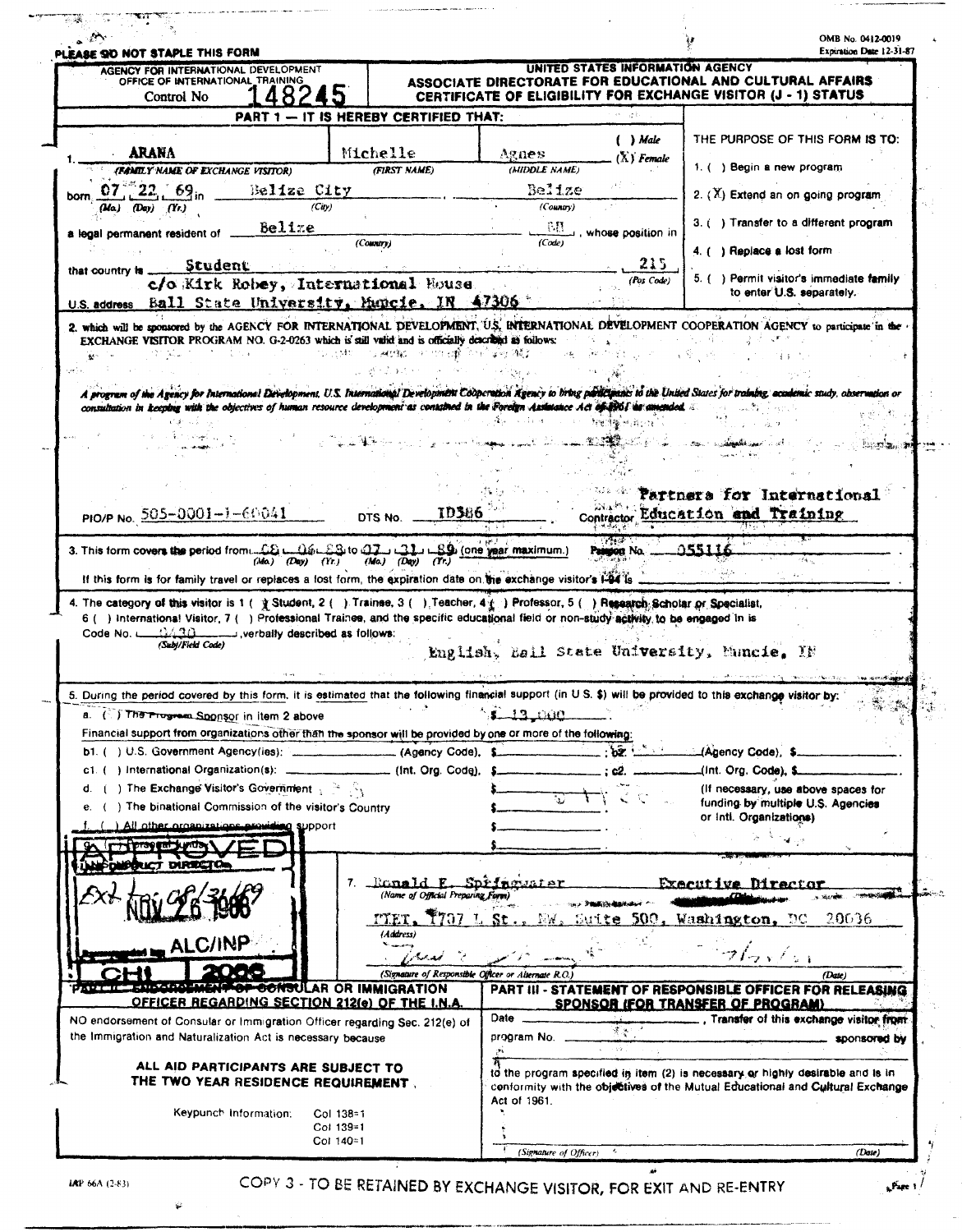PLEASE DO NOT STAPLE THIS FORM

OMB No. 0412-0019
Expiration Date 12-31-87

AGENCY FOR INTERNATIONAL DEVELOPMENT
OFFICE OF INTERNATIONAL TRAINING
Control No 148245

**UNITED STATES INFORMATION AGENCY**
**ASSOCIATE DIRECTORATE FOR EDUCATIONAL AND CULTURAL AFFAIRS**
**CERTIFICATE OF ELIGIBILITY FOR EXCHANGE VISITOR (J - 1) STATUS**

**PART 1 — IT IS HEREBY CERTIFIED THAT:**

1. ARANA (FAMILY NAME OF EXCHANGE VISITOR) Michelle (FIRST NAME) Agnes (MIDDLE NAME) ( ) Male (X) Female

born 07 22 69 (Mo.) (Day) (Yr.) in Belize City (City) Belize (Country)

a legal permanent resident of Belize (Country) BH (Code), whose position in that country is Student 215 (Pos Code)

U.S. address c/o Kirk Robey, International House Ball State University, Muncie, IN 47306

THE PURPOSE OF THIS FORM IS TO:

1. ( ) Begin a new program
2. (X) Extend an on going program
3. ( ) Transfer to a different program
4. ( ) Replace a lost form
5. ( ) Permit visitor's immediate family to enter U.S. separately.

2. which will be sponsored by the AGENCY FOR INTERNATIONAL DEVELOPMENT, U.S. INTERNATIONAL DEVELOPMENT COOPERATION AGENCY to participate in the EXCHANGE VISITOR PROGRAM NO. G-2-0263 which is still valid and is officially described as follows:

*A program of the Agency for International Development, U.S. International Development Cooperation Agency to bring participants to the United States for training, academic study, observation or consultation in keeping with the objectives of human resource development as contained in the Foreign Assistance Act of 1961 as amended.*

PIO/P No. 505-0001-3-60041 DTS No. ID386 Contractor Partners for International Education and Training

3. This form covers the period from 08 06 88 to 07 31 89 (Mo.) (Day) (Yr.) (one year maximum.) Person No. 055116

If this form is for family travel or replaces a lost form, the expiration date on the exchange visitor's I-94 is

4. The category of this visitor is 1 (X) Student, 2 ( ) Trainee, 3 ( ) Teacher, 4 ( ) Professor, 5 ( ) Research Scholar or Specialist, 6 ( ) International Visitor, 7 ( ) Professional Trainee, and the specific educational field or non-study activity to be engaged in is Code No. 0430 (Subj/Field Code), verbally described as follows:

English, Ball State University, Muncie, IN

5. During the period covered by this form, it is estimated that the following financial support (in U S. $) will be provided to this exchange visitor by:

a. ( ) The Program Sponsor in Item 2 above $ 13,000

Financial support from organizations other than the sponsor will be provided by one or more of the following:

b1. ( ) U.S. Government Agency(ies): ______ (Agency Code), $______ ; b2. ______ (Agency Code), $______

c1. ( ) International Organization(s): ______ (Int. Org. Code), $______ ; c2. ______ (Int. Org. Code), $______

d. ( ) The Exchange Visitor's Government $______

e. ( ) The binational Commission of the visitor's Country $______

f. ( ) All other organizations providing support $______

g. ( ) Personal funds $______

(If necessary, use above spaces for funding by multiple U.S. Agencies or Intl. Organizations)

APPROVED
PROGRAM DIRECTOR
Ext to 08/31/89
NOV 26 1988
ALC/INP
CHI 2006

7. Ronald F. Springwater (Name of Official Preparing Form) Executive Director (Title)

PIET, 1707 L St., NW, Suite 500, Washington, DC 20036 (Address)

(Signature of Responsible Officer or Alternate R.O.) (Date)

**PART II - ENDORSEMENT OF CONSULAR OR IMMIGRATION OFFICER REGARDING SECTION 212(e) OF THE I.N.A.**

NO endorsement of Consular or Immigration Officer regarding Sec. 212(e) of the Immigration and Naturalization Act is necessary because

**ALL AID PARTICIPANTS ARE SUBJECT TO THE TWO YEAR RESIDENCE REQUIREMENT.**

Keypunch Information: Col 138=1 Col 139=1 Col 140=1

**PART III - STATEMENT OF RESPONSIBLE OFFICER FOR RELEASING SPONSOR (FOR TRANSFER OF PROGRAM)**

Date ______, Transfer of this exchange visitor from program No. ______ sponsored by ______ to the program specified in item (2) is necessary or highly desirable and is in conformity with the objectives of the Mutual Educational and Cultural Exchange Act of 1961.

(Signature of Officer) (Date)

IAP 66A (2-83)

COPY 3 - TO BE RETAINED BY EXCHANGE VISITOR, FOR EXIT AND RE-ENTRY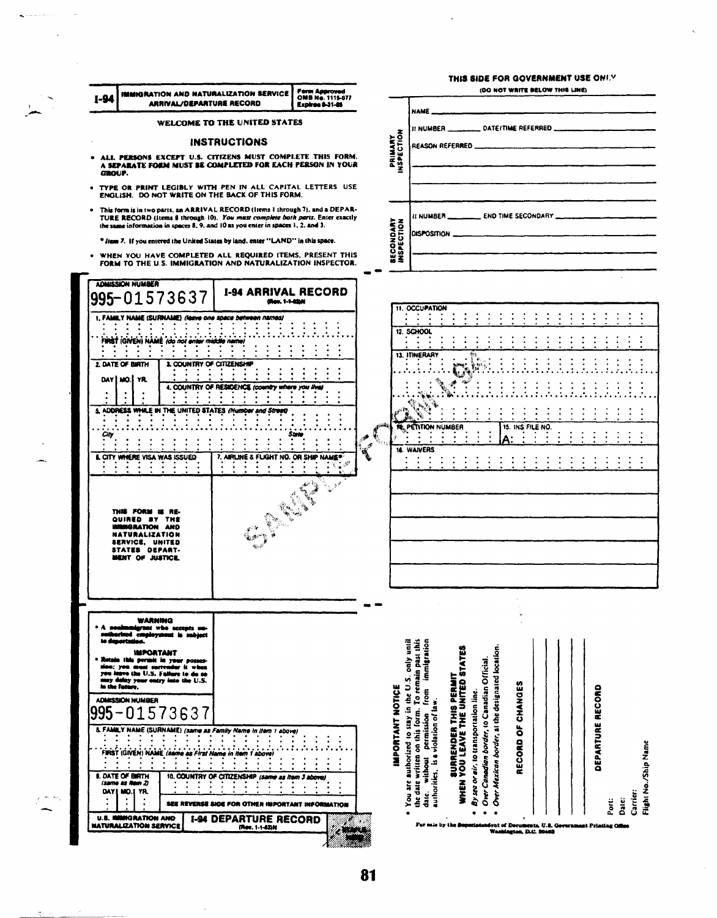**I-94** | **IMMIGRATION AND NATURALIZATION SERVICE** **ARRIVAL/DEPARTURE RECORD** | Form Approved OMB No. 1115-077 Expires 8-31-86

### WELCOME TO THE UNITED STATES

### INSTRUCTIONS

- **ALL PERSONS EXCEPT U.S. CITIZENS MUST COMPLETE THIS FORM. A SEPARATE FORM MUST BE COMPLETED FOR EACH PERSON IN YOUR GROUP.**
- **TYPE OR PRINT LEGIBLY WITH PEN IN ALL CAPITAL LETTERS. USE ENGLISH. DO NOT WRITE ON THE BACK OF THIS FORM.**
- This form is in two parts, an ARRIVAL RECORD (items 1 through 7), and a DEPARTURE RECORD (items 8 through 10). *You must complete both parts.* Enter exactly the same information in spaces 8, 9, and 10 as you enter in spaces 1, 2, and 3.

  * *Item 7.* If you entered the United States by land, enter "LAND" in this space.

- **WHEN YOU HAVE COMPLETED ALL REQUIRED ITEMS, PRESENT THIS FORM TO THE U.S. IMMIGRATION AND NATURALIZATION INSPECTOR.**

**THIS SIDE FOR GOVERNMENT USE ONLY**
(DO NOT WRITE BELOW THIS LINE)

**PRIMARY INSPECTION**
NAME
II NUMBER ______ DATE/TIME REFERRED
REASON REFERRED

**SECONDARY INSPECTION**
II NUMBER ______ END TIME SECONDARY
DISPOSITION

---

ADMISSION NUMBER
**995-01573637**

## I-94 ARRIVAL RECORD
(Rev. 1-1-83)N

1. FAMILY NAME (SURNAME) *(leave one space between names)*
   FIRST (GIVEN) NAME *(do not enter middle name)*
2. DATE OF BIRTH — DAY | MO. | YR.
3. COUNTRY OF CITIZENSHIP
4. COUNTRY OF RESIDENCE *(country where you live)*
5. ADDRESS WHILE IN THE UNITED STATES *(Number and Street)*
   City — State
6. CITY WHERE VISA WAS ISSUED
7. AIRLINE & FLIGHT NO. OR SHIP NAME*

**THIS FORM IS REQUIRED BY THE IMMIGRATION AND NATURALIZATION SERVICE, UNITED STATES DEPARTMENT OF JUSTICE.**

11. OCCUPATION
12. SCHOOL
13. ITINERARY
14. PETITION NUMBER
15. INS FILE NO. A:
16. WAIVERS

SAMPLE FORM I-94

---

**WARNING**
- **A nonimmigrant who accepts unauthorized employment is subject to deportation.**

**IMPORTANT**
- **Retain this permit in your possession; you must surrender it when you leave the U.S. Failure to do so may delay your entry into the U.S. in the future.**

ADMISSION NUMBER
**995-01573637**

8. FAMILY NAME (SURNAME) *(same as Family Name in Item 1 above)*
   FIRST (GIVEN) NAME *(same as First Name in Item 1 above)*
9. DATE OF BIRTH *(same as Item 2)* — DAY | MO. | YR.
10. COUNTRY OF CITIZENSHIP *(same as Item 3 above)*

SEE REVERSE SIDE FOR OTHER IMPORTANT INFORMATION

U.S. IMMIGRATION AND NATURALIZATION SERVICE | **I-94 DEPARTURE RECORD** (Rev. 1-1-83)N

**IMPORTANT NOTICE**
- You are authorized to stay in the U.S. only until the date written on this form. To remain past this date, without permission from immigration authorities, is a violation of law.

**SURRENDER THIS PERMIT WHEN YOU LEAVE THE UNITED STATES**
- *By sea or air*, to transportation line.
- *Over Canadian border*, to Canadian Official.
- *Over Mexican border*, at the designated location.

**RECORD OF CHANGES**

**DEPARTURE RECORD**
Port:
Date:
Carrier:
Flight No./Ship Name

For sale by the Superintendent of Documents, U.S. Government Printing Office Washington, D.C. 20402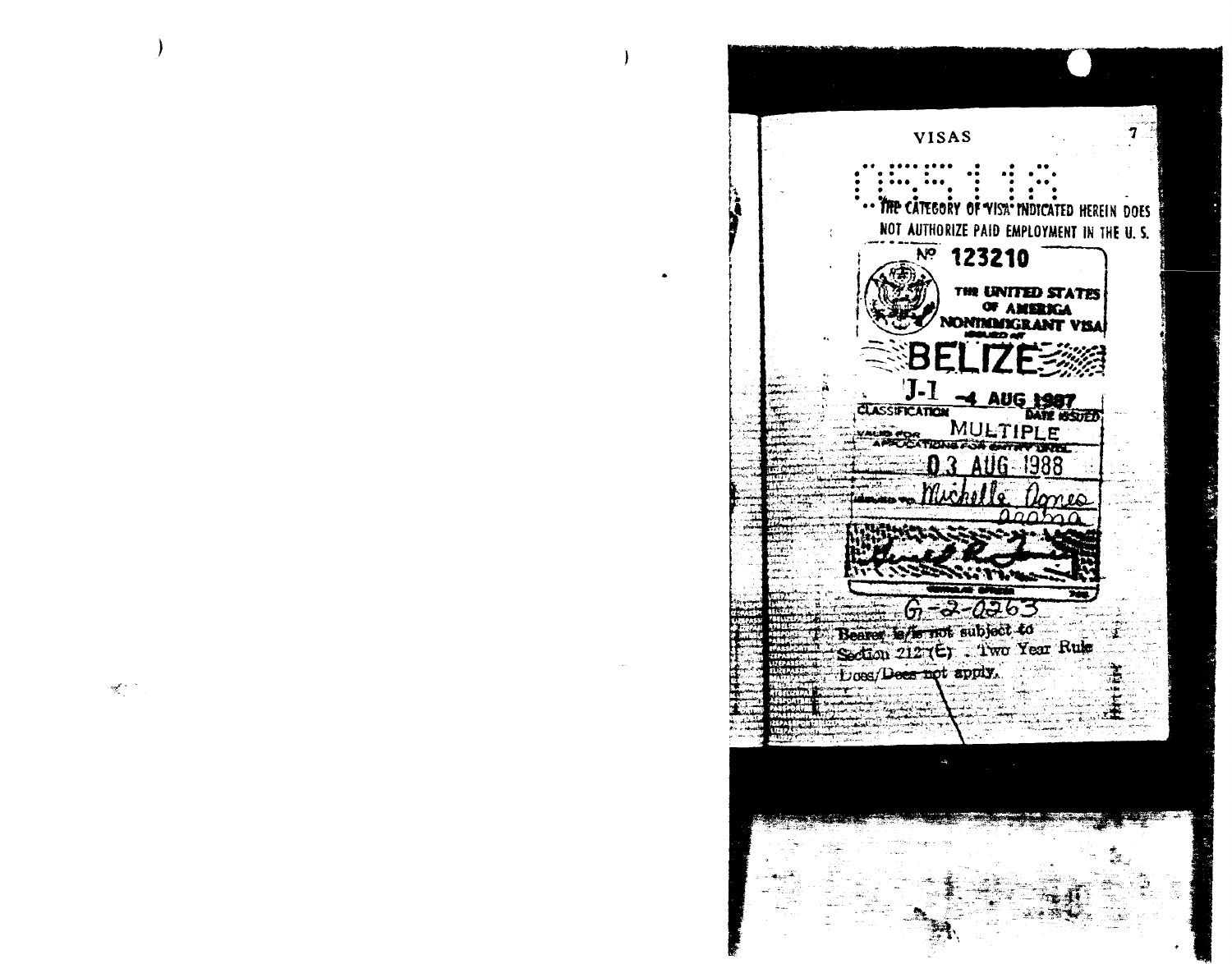VISAS

05518

THE CATEGORY OF VISA INDICATED HEREIN DOES NOT AUTHORIZE PAID EMPLOYMENT IN THE U. S.

№ 123210

THE UNITED STATES OF AMERICA NONIMMIGRANT VISA

ISSUED AT

BELIZE

J-1 -4 AUG 1987

CLASSIFICATION DATE ISSUED

VALID FOR MULTIPLE

APPLICATIONS FOR ENTRY UNTIL

03 AUG 1988

ISSUED TO Michelle Agnes Acosta

CONSULAR OFFICER

G-2-0263

Bearer is/is not subject to Section 212(E). Two Year Rule Does/Does not apply.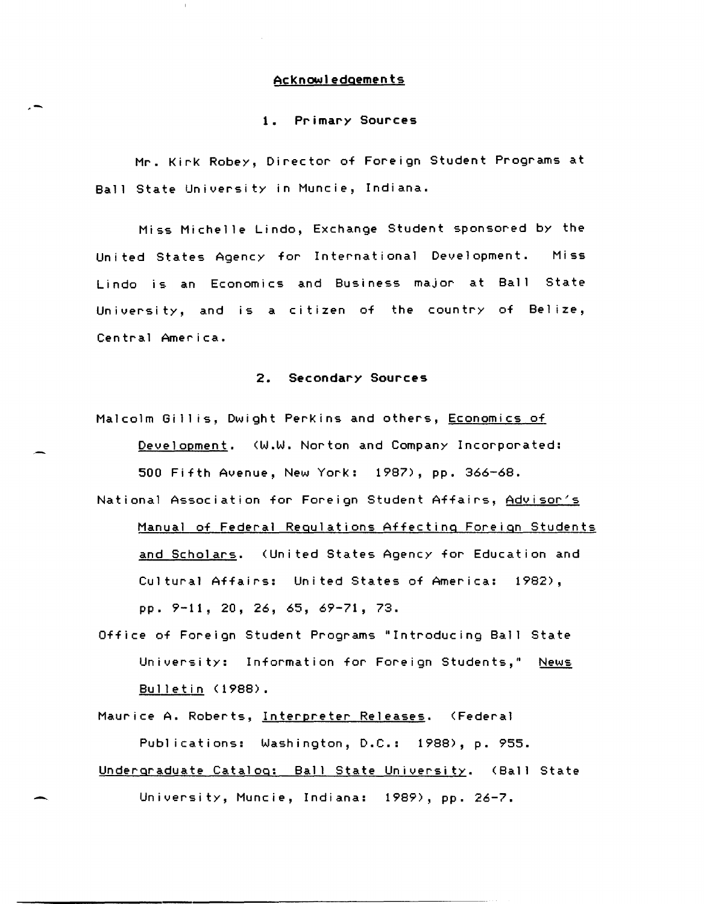# Acknowledgements

## 1. Primary Sources

Mr. Kirk Robey, Director of Foreign Student Programs at Ball State University in Muncie, Indiana.

Miss Michelle Lindo, Exchange Student sponsored by the United States Agency for International Development. Miss Lindo is an Economics and Business major at Ball State University, and is a citizen of the country of Belize, Central America.

## 2. Secondary Sources

Malcolm Gillis, Dwight Perkins and others, Economics of Development. (W.W. Norton and Company Incorporated: 500 Fifth Avenue, New York: 1987), pp. 366-68.

National Association for Foreign Student Affairs, Advisor's Manual of Federal Regulations Affecting Foreign Students and Scholars. (United States Agency for Education and Cultural Affairs: United States of America: 1982), pp. 9-11, 20, 26, 65, 69-71, 73.

Office of Foreign Student Programs "Introducing Ball State University: Information for Foreign Students," News Bulletin (1988).

Maurice A. Roberts, Interpreter Releases. (Federal Publications: Washington, D.C.: 1988), p. 955.

Undergraduate Catalog: Ball State University. (Ball State University, Muncie, Indiana: 1989), pp. 26-7.